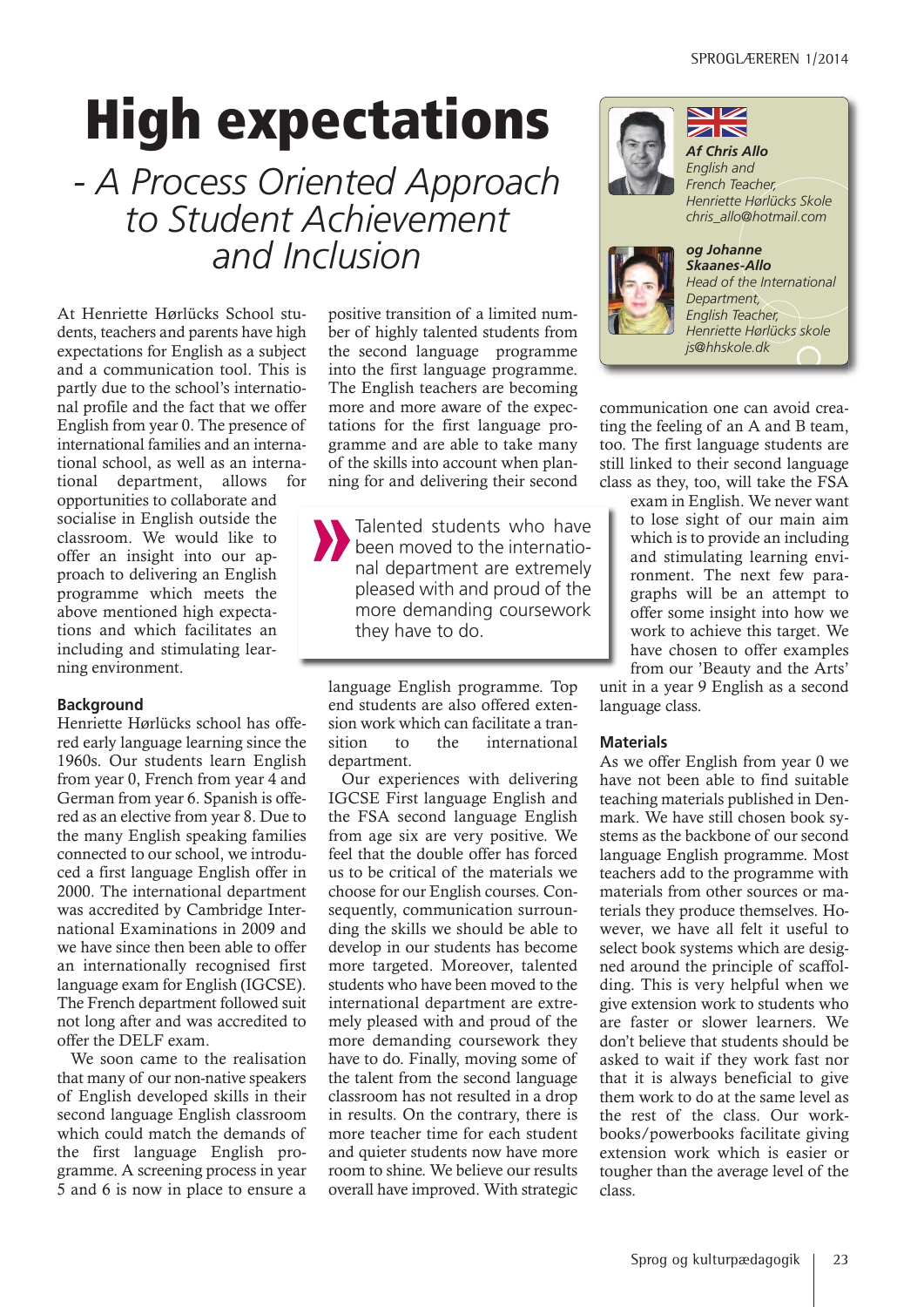# High expectations

## - A Process Oriented Approach to Student Achievement and Inclusion

*Af Chris Allo*
*English and French Teacher, Henriette Hørlücks Skole*
*chris_allo@hotmail.com*

*og Johanne Skaanes-Allo*
*Head of the International Department, English Teacher, Henriette Hørlücks skole*
*js@hhskole.dk*

At Henriette Hørlücks School students, teachers and parents have high expectations for English as a subject and as a communication tool. This is partly due to the school's international profile and the fact that we offer English from year 0. The presence of international families and an international school, as well as an international department, allows for opportunities to collaborate and socialise in English outside the classroom. We would like to offer an insight into our approach to delivering an English programme which meets the above mentioned high expectations and which facilitates an including and stimulating learning environment.

### Background

Henriette Hørlücks school has offered early language learning since the 1960s. Our students learn English from year 0, French from year 4 and German from year 6. Spanish is offered as an elective from year 8. Due to the many English speaking families connected to our school, we introduced a first language English offer in 2000. The international department was accredited by Cambridge International Examinations in 2009 and we have since then been able to offer an internationally recognised first language exam for English (IGCSE). The French department followed suit not long after and was accredited to offer the DELF exam.

We soon came to the realisation that many of our non-native speakers of English developed skills in their second language English classroom which could match the demands of the first language English programme. A screening process in year 5 and 6 is now in place to ensure a positive transition of a limited number of highly talented students from the second language programme into the first language programme. The English teachers are becoming more and more aware of the expectations for the first language programme and are able to take many of the skills into account when planning for and delivering their second language English programme. Top end students are also offered extension work which can facilitate a transition to the international department.

> Talented students who have been moved to the international department are extremely pleased with and proud of the more demanding coursework they have to do.

Our experiences with delivering IGCSE First language English and the FSA second language English from age six are very positive. We feel that the double offer has forced us to be critical of the materials we choose for our English courses. Consequently, communication surrounding the skills we should be able to develop in our students has become more targeted. Moreover, talented students who have been moved to the international department are extremely pleased with and proud of the more demanding coursework they have to do. Finally, moving some of the talent from the second language classroom has not resulted in a drop in results. On the contrary, there is more teacher time for each student and quieter students now have more room to shine. We believe our results overall have improved. With strategic communication one can avoid creating the feeling of an A and B team, too. The first language students are still linked to their second language class as they, too, will take the FSA exam in English. We never want to lose sight of our main aim which is to provide an including and stimulating learning environment. The next few paragraphs will be an attempt to offer some insight into how we work to achieve this target. We have chosen to offer examples from our 'Beauty and the Arts' unit in a year 9 English as a second language class.

### Materials

As we offer English from year 0 we have not been able to find suitable teaching materials published in Denmark. We have still chosen book systems as the backbone of our second language English programme. Most teachers add to the programme with materials from other sources or materials they produce themselves. However, we have all felt it useful to select book systems which are designed around the principle of scaffolding. This is very helpful when we give extension work to students who are faster or slower learners. We don't believe that students should be asked to wait if they work fast nor that it is always beneficial to give them work to do at the same level as the rest of the class. Our workbooks/powerbooks facilitate giving extension work which is easier or tougher than the average level of the class.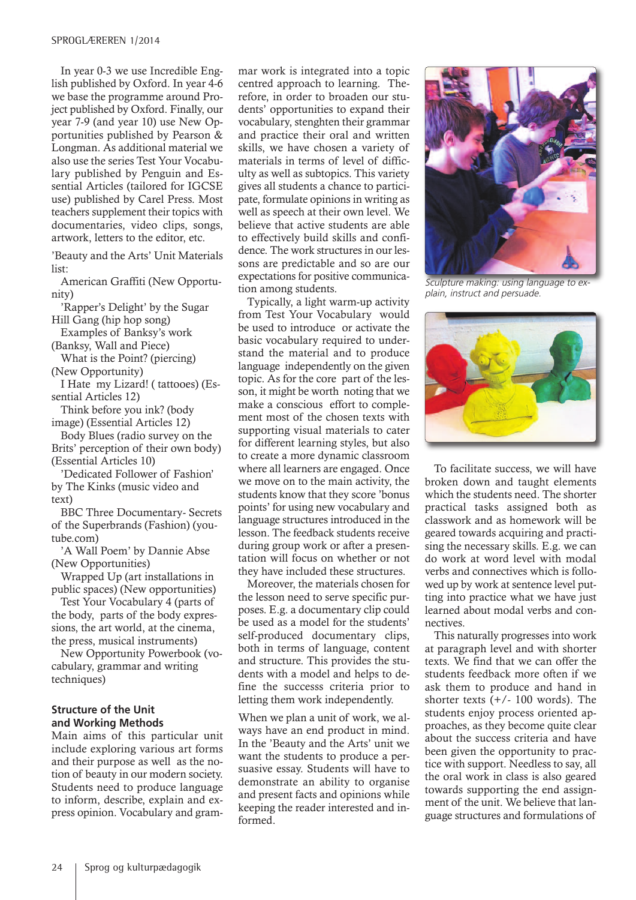In year 0-3 we use Incredible English published by Oxford. In year 4-6 we base the programme around Project published by Oxford. Finally, our year 7-9 (and year 10) use New Opportunities published by Pearson & Longman. As additional material we also use the series Test Your Vocabulary published by Penguin and Essential Articles (tailored for IGCSE use) published by Carel Press. Most teachers supplement their topics with documentaries, video clips, songs, artwork, letters to the editor, etc.

'Beauty and the Arts' Unit Materials list:

- American Graffiti (New Opportunity)
- 'Rapper's Delight' by the Sugar Hill Gang (hip hop song)
- Examples of Banksy's work (Banksy, Wall and Piece)
- What is the Point? (piercing) (New Opportunity)
- I Hate my Lizard! ( tattooes) (Essential Articles 12)
- Think before you ink? (body image) (Essential Articles 12)
- Body Blues (radio survey on the Brits' perception of their own body) (Essential Articles 10)
- 'Dedicated Follower of Fashion' by The Kinks (music video and text)
- BBC Three Documentary- Secrets of the Superbrands (Fashion) (youtube.com)
- 'A Wall Poem' by Dannie Abse (New Opportunities)
- Wrapped Up (art installations in public spaces) (New opportunities)
- Test Your Vocabulary 4 (parts of the body, parts of the body expressions, the art world, at the cinema, the press, musical instruments)
- New Opportunity Powerbook (vocabulary, grammar and writing techniques)

### Structure of the Unit and Working Methods

Main aims of this particular unit include exploring various art forms and their purpose as well as the notion of beauty in our modern society. Students need to produce language to inform, describe, explain and express opinion. Vocabulary and grammar work is integrated into a topic centred approach to learning. Therefore, in order to broaden our students' opportunities to expand their vocabulary, stenghten their grammar and practice their oral and written skills, we have chosen a variety of materials in terms of level of difficulty as well as subtopics. This variety gives all students a chance to participate, formulate opinions in writing as well as speech at their own level. We believe that active students are able to effectively build skills and confidence. The work structures in our lessons are predictable and so are our expectations for positive communication among students.

Typically, a light warm-up activity from Test Your Vocabulary would be used to introduce or activate the basic vocabulary required to understand the material and to produce language independently on the given topic. As for the core part of the lesson, it might be worth noting that we make a conscious effort to complement most of the chosen texts with supporting visual materials to cater for different learning styles, but also to create a more dynamic classroom where all learners are engaged. Once we move on to the main activity, the students know that they score 'bonus points' for using new vocabulary and language structures introduced in the lesson. The feedback students receive during group work or after a presentation will focus on whether or not they have included these structures.

Moreover, the materials chosen for the lesson need to serve specific purposes. E.g. a documentary clip could be used as a model for the students' self-produced documentary clips, both in terms of language, content and structure. This provides the students with a model and helps to define the successs criteria prior to letting them work independently.

When we plan a unit of work, we always have an end product in mind. In the 'Beauty and the Arts' unit we want the students to produce a persuasive essay. Students will have to demonstrate an ability to organise and present facts and opinions while keeping the reader interested and informed.

*Sculpture making: using language to explain, instruct and persuade.*

To facilitate success, we will have broken down and taught elements which the students need. The shorter practical tasks assigned both as classwork and as homework will be geared towards acquiring and practising the necessary skills. E.g. we can do work at word level with modal verbs and connectives which is followed up by work at sentence level putting into practice what we have just learned about modal verbs and connectives.

This naturally progresses into work at paragraph level and with shorter texts. We find that we can offer the students feedback more often if we ask them to produce and hand in shorter texts (+/- 100 words). The students enjoy process oriented approaches, as they become quite clear about the success criteria and have been given the opportunity to practice with support. Needless to say, all the oral work in class is also geared towards supporting the end assignment of the unit. We believe that language structures and formulations of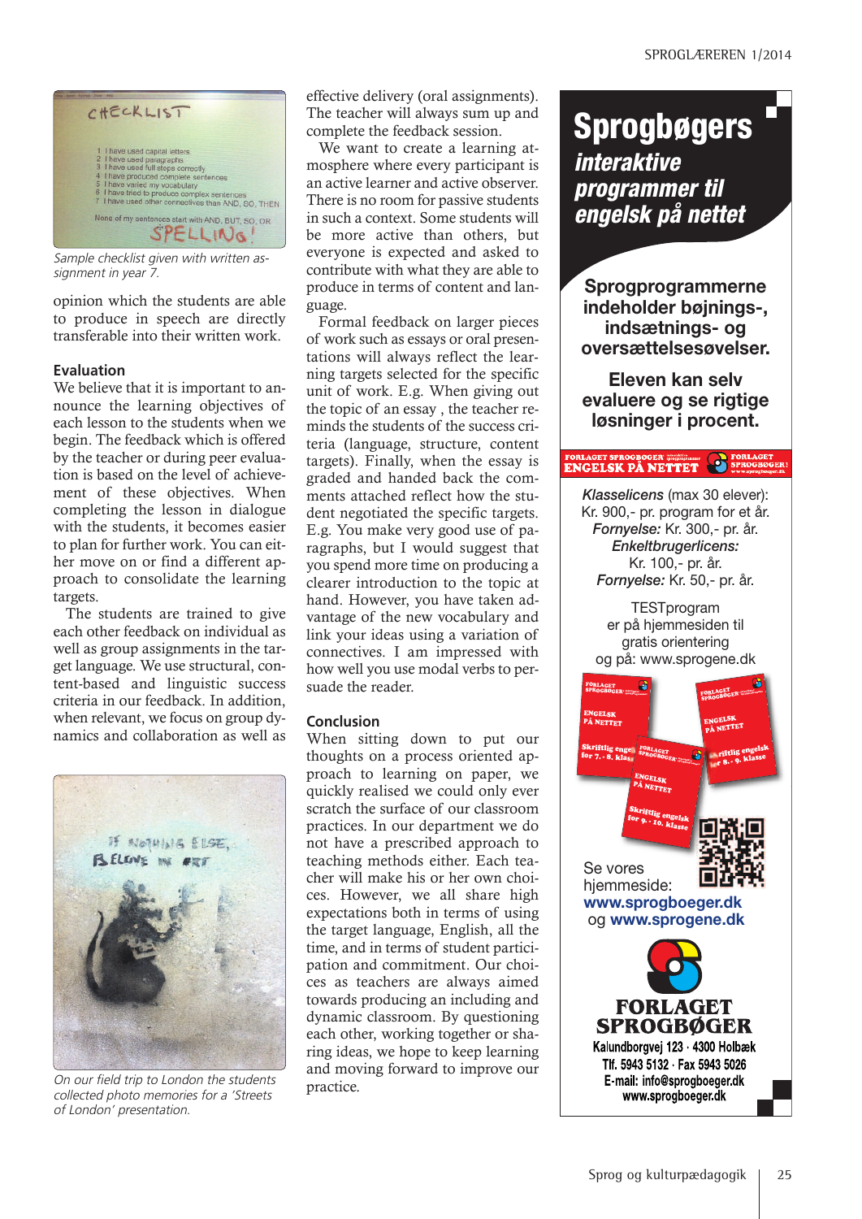Sample checklist given with written assignment in year 7.

opinion which the students are able to produce in speech are directly transferable into their written work.

### Evaluation

We believe that it is important to announce the learning objectives of each lesson to the students when we begin. The feedback which is offered by the teacher or during peer evaluation is based on the level of achievement of these objectives. When completing the lesson in dialogue with the students, it becomes easier to plan for further work. You can either move on or find a different approach to consolidate the learning targets.

The students are trained to give each other feedback on individual as well as group assignments in the target language. We use structural, content-based and linguistic success criteria in our feedback. In addition, when relevant, we focus on group dynamics and collaboration as well as effective delivery (oral assignments). The teacher will always sum up and complete the feedback session.

We want to create a learning atmosphere where every participant is an active learner and active observer. There is no room for passive students in such a context. Some students will be more active than others, but everyone is expected and asked to contribute with what they are able to produce in terms of content and language.

Formal feedback on larger pieces of work such as essays or oral presentations will always reflect the learning targets selected for the specific unit of work. E.g. When giving out the topic of an essay , the teacher reminds the students of the success criteria (language, structure, content targets). Finally, when the essay is graded and handed back the comments attached reflect how the student negotiated the specific targets. E.g. You make very good use of paragraphs, but I would suggest that you spend more time on producing a clearer introduction to the topic at hand. However, you have taken advantage of the new vocabulary and link your ideas using a variation of connectives. I am impressed with how well you use modal verbs to persuade the reader.

On our field trip to London the students collected photo memories for a 'Streets of London' presentation.

### Conclusion

When sitting down to put our thoughts on a process oriented approach to learning on paper, we quickly realised we could only ever scratch the surface of our classroom practices. In our department we do not have a prescribed approach to teaching methods either. Each teacher will make his or her own choices. However, we all share high expectations both in terms of using the target language, English, all the time, and in terms of student participation and commitment. Our choices as teachers are always aimed towards producing an including and dynamic classroom. By questioning each other, working together or sharing ideas, we hope to keep learning and moving forward to improve our practice.

---

# Sprogbøgers
## *interaktive programmer til engelsk på nettet*

**Sprogprogrammerne indeholder bøjnings-, indsætnings- og oversættelsesøvelser.**

**Eleven kan selv evaluere og se rigtige løsninger i procent.**

FORLAGET SPROGBØGER ENGELSK PÅ NETTET

*Klasselicens* (max 30 elever): Kr. 900,- pr. program for et år.
*Fornyelse:* Kr. 300,- pr. år.
*Enkeltbrugerlicens:* Kr. 100,- pr. år.
*Fornyelse:* Kr. 50,- pr. år.

TESTprogram er på hjemmesiden til gratis orientering og på: www.sprogene.dk

Se vores hjemmeside: **www.sprogboeger.dk** og **www.sprogene.dk**

**FORLAGET SPROGBØGER**
Kalundborgvej 123 · 4300 Holbæk
Tlf. 5943 5132 · Fax 5943 5026
E-mail: info@sprogboeger.dk
www.sprogboeger.dk